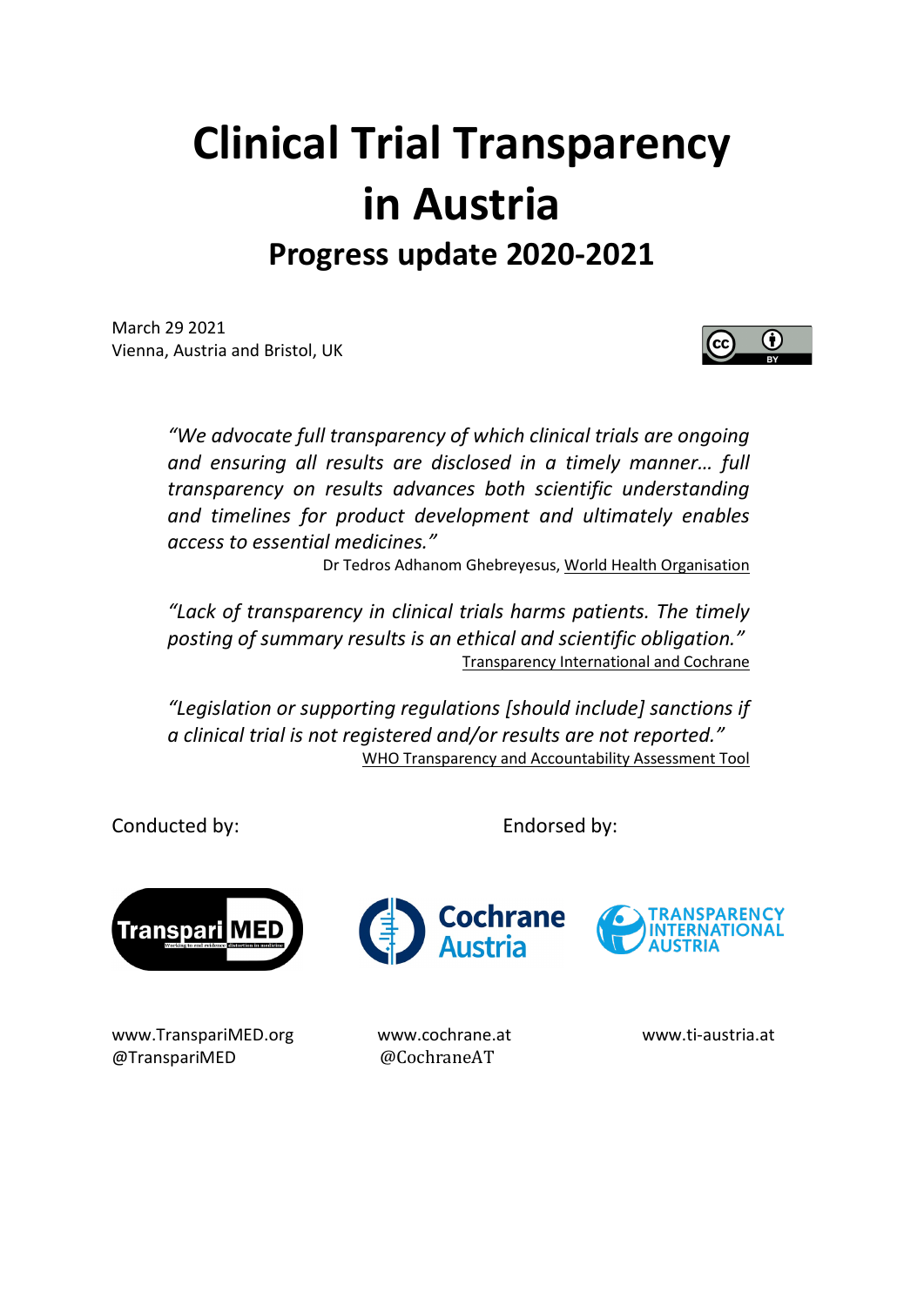# Clinical Trial Transparency in Austria

## Progress update 2020-2021

March 29 2021
Vienna, Austria and Bristol, UK

> *"We advocate full transparency of which clinical trials are ongoing and ensuring all results are disclosed in a timely manner… full transparency on results advances both scientific understanding and timelines for product development and ultimately enables access to essential medicines."*
>
> Dr Tedros Adhanom Ghebreyesus, World Health Organisation

> *"Lack of transparency in clinical trials harms patients. The timely posting of summary results is an ethical and scientific obligation."*
>
> Transparency International and Cochrane

> *"Legislation or supporting regulations [should include] sanctions if a clinical trial is not registered and/or results are not reported."*
>
> WHO Transparency and Accountability Assessment Tool

Conducted by:

TranspariMED – Working to end evidence distortion in medicine

www.TranspariMED.org
@TranspariMED

Endorsed by:

Cochrane Austria

www.cochrane.at
@CochraneAT

Transparency International Austria

www.ti-austria.at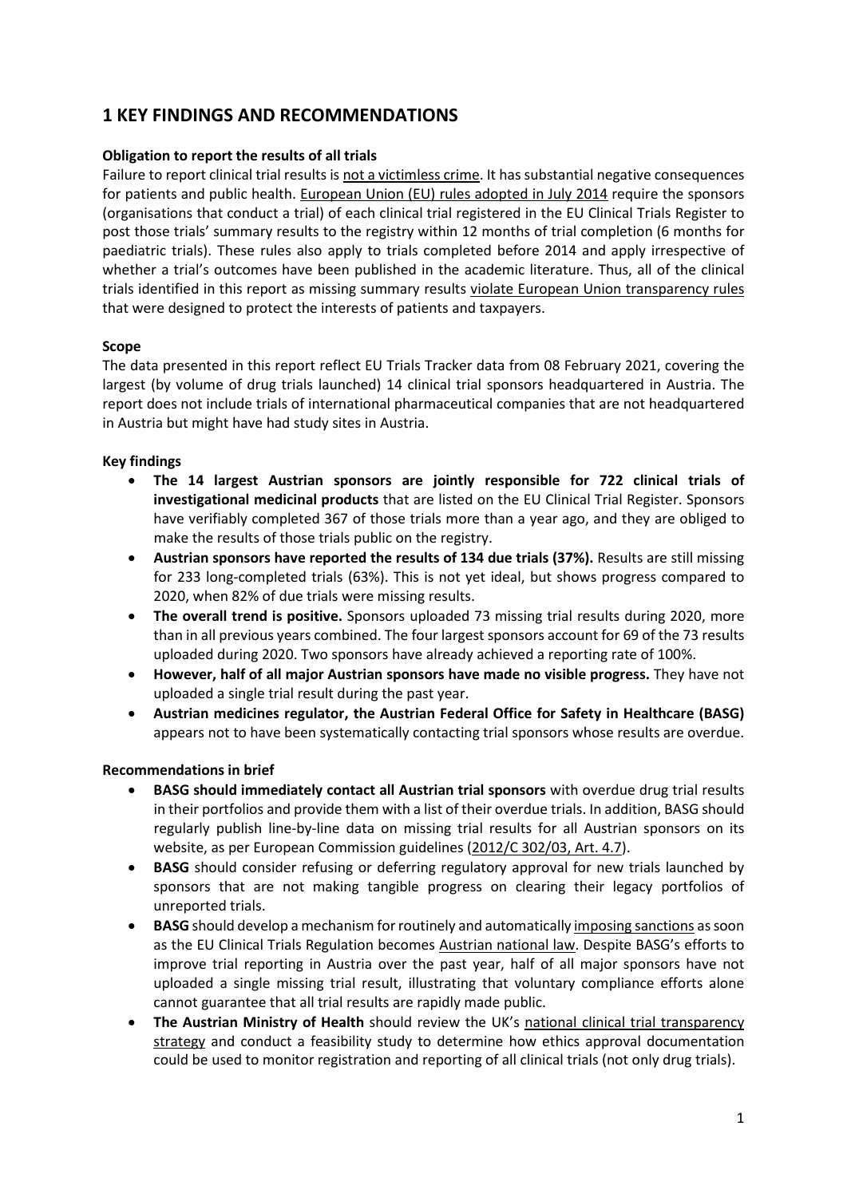# 1 KEY FINDINGS AND RECOMMENDATIONS

**Obligation to report the results of all trials**

Failure to report clinical trial results is not a victimless crime. It has substantial negative consequences for patients and public health. European Union (EU) rules adopted in July 2014 require the sponsors (organisations that conduct a trial) of each clinical trial registered in the EU Clinical Trials Register to post those trials' summary results to the registry within 12 months of trial completion (6 months for paediatric trials). These rules also apply to trials completed before 2014 and apply irrespective of whether a trial's outcomes have been published in the academic literature. Thus, all of the clinical trials identified in this report as missing summary results violate European Union transparency rules that were designed to protect the interests of patients and taxpayers.

**Scope**

The data presented in this report reflect EU Trials Tracker data from 08 February 2021, covering the largest (by volume of drug trials launched) 14 clinical trial sponsors headquartered in Austria. The report does not include trials of international pharmaceutical companies that are not headquartered in Austria but might have had study sites in Austria.

**Key findings**

- **The 14 largest Austrian sponsors are jointly responsible for 722 clinical trials of investigational medicinal products** that are listed on the EU Clinical Trial Register. Sponsors have verifiably completed 367 of those trials more than a year ago, and they are obliged to make the results of those trials public on the registry.
- **Austrian sponsors have reported the results of 134 due trials (37%).** Results are still missing for 233 long-completed trials (63%). This is not yet ideal, but shows progress compared to 2020, when 82% of due trials were missing results.
- **The overall trend is positive.** Sponsors uploaded 73 missing trial results during 2020, more than in all previous years combined. The four largest sponsors account for 69 of the 73 results uploaded during 2020. Two sponsors have already achieved a reporting rate of 100%.
- **However, half of all major Austrian sponsors have made no visible progress.** They have not uploaded a single trial result during the past year.
- **Austrian medicines regulator, the Austrian Federal Office for Safety in Healthcare (BASG)** appears not to have been systematically contacting trial sponsors whose results are overdue.

**Recommendations in brief**

- **BASG should immediately contact all Austrian trial sponsors** with overdue drug trial results in their portfolios and provide them with a list of their overdue trials. In addition, BASG should regularly publish line-by-line data on missing trial results for all Austrian sponsors on its website, as per European Commission guidelines (2012/C 302/03, Art. 4.7).
- **BASG** should consider refusing or deferring regulatory approval for new trials launched by sponsors that are not making tangible progress on clearing their legacy portfolios of unreported trials.
- **BASG** should develop a mechanism for routinely and automatically imposing sanctions as soon as the EU Clinical Trials Regulation becomes Austrian national law. Despite BASG's efforts to improve trial reporting in Austria over the past year, half of all major sponsors have not uploaded a single missing trial result, illustrating that voluntary compliance efforts alone cannot guarantee that all trial results are rapidly made public.
- **The Austrian Ministry of Health** should review the UK's national clinical trial transparency strategy and conduct a feasibility study to determine how ethics approval documentation could be used to monitor registration and reporting of all clinical trials (not only drug trials).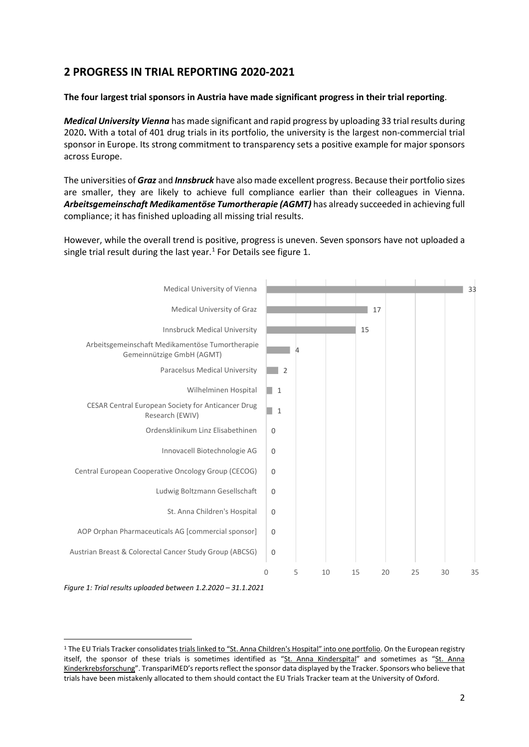## 2 PROGRESS IN TRIAL REPORTING 2020-2021

**The four largest trial sponsors in Austria have made significant progress in their trial reporting**.

***Medical University Vienna*** has made significant and rapid progress by uploading 33 trial results during 2020**.** With a total of 401 drug trials in its portfolio, the university is the largest non-commercial trial sponsor in Europe. Its strong commitment to transparency sets a positive example for major sponsors across Europe.

The universities of ***Graz*** and ***Innsbruck*** have also made excellent progress. Because their portfolio sizes are smaller, they are likely to achieve full compliance earlier than their colleagues in Vienna. ***Arbeitsgemeinschaft Medikamentöse Tumortherapie (AGMT)*** has already succeeded in achieving full compliance; it has finished uploading all missing trial results.

However, while the overall trend is positive, progress is uneven. Seven sponsors have not uploaded a single trial result during the last year.[1] For Details see figure 1.

Medical University of Vienna 33
Medical University of Graz 17
Innsbruck Medical University 15
Arbeitsgemeinschaft Medikamentöse Tumortherapie Gemeinnützige GmbH (AGMT) 4
Paracelsus Medical University 2
Wilhelminen Hospital 1
CESAR Central European Society for Anticancer Drug Research (EWIV) 1
Ordensklinikum Linz Elisabethinen 0
Innovacell Biotechnologie AG 0
Central European Cooperative Oncology Group (CECOG) 0
Ludwig Boltzmann Gesellschaft 0
St. Anna Children's Hospital 0
AOP Orphan Pharmaceuticals AG [commercial sponsor] 0
Austrian Breast & Colorectal Cancer Study Group (ABCSG) 0

0 5 10 15 20 25 30 35

*Figure 1: Trial results uploaded between 1.2.2020 – 31.1.2021*

[1] The EU Trials Tracker consolidates trials linked to "St. Anna Children's Hospital" into one portfolio. On the European registry itself, the sponsor of these trials is sometimes identified as "St. Anna Kinderspital" and sometimes as "St. Anna Kinderkrebsforschung". TranspariMED's reports reflect the sponsor data displayed by the Tracker. Sponsors who believe that trials have been mistakenly allocated to them should contact the EU Trials Tracker team at the University of Oxford.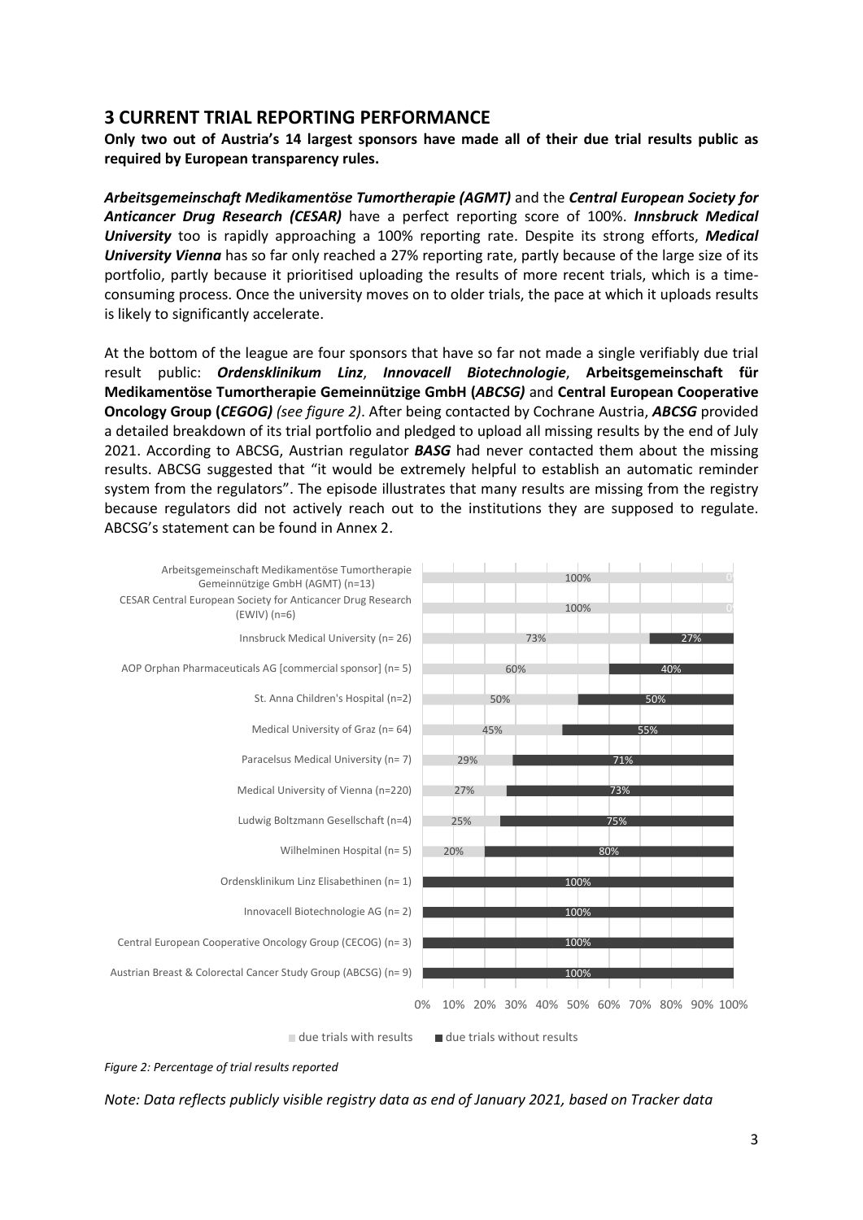## 3 CURRENT TRIAL REPORTING PERFORMANCE

**Only two out of Austria's 14 largest sponsors have made all of their due trial results public as required by European transparency rules.**

***Arbeitsgemeinschaft Medikamentöse Tumortherapie (AGMT)*** and the ***Central European Society for Anticancer Drug Research (CESAR)*** have a perfect reporting score of 100%. ***Innsbruck Medical University*** too is rapidly approaching a 100% reporting rate. Despite its strong efforts, ***Medical University Vienna*** has so far only reached a 27% reporting rate, partly because of the large size of its portfolio, partly because it prioritised uploading the results of more recent trials, which is a time-consuming process. Once the university moves on to older trials, the pace at which it uploads results is likely to significantly accelerate.

At the bottom of the league are four sponsors that have so far not made a single verifiably due trial result public: ***Ordensklinikum Linz***, ***Innovacell Biotechnologie***, **Arbeitsgemeinschaft für Medikamentöse Tumortherapie Gemeinnützige GmbH (*ABCSG*)** and **Central European Cooperative Oncology Group (*CEGOG*)** *(see figure 2)*. After being contacted by Cochrane Austria, ***ABCSG*** provided a detailed breakdown of its trial portfolio and pledged to upload all missing results by the end of July 2021. According to ABCSG, Austrian regulator ***BASG*** had never contacted them about the missing results. ABCSG suggested that "it would be extremely helpful to establish an automatic reminder system from the regulators". The episode illustrates that many results are missing from the registry because regulators did not actively reach out to the institutions they are supposed to regulate. ABCSG's statement can be found in Annex 2.

Arbeitsgemeinschaft Medikamentöse Tumortherapie Gemeinnützige GmbH (AGMT) (n=13) 100% 0
CESAR Central European Society for Anticancer Drug Research (EWIV) (n=6) 100% 0
Innsbruck Medical University (n= 26) 73% 27%
AOP Orphan Pharmaceuticals AG [commercial sponsor] (n= 5) 60% 40%
St. Anna Children's Hospital (n=2) 50% 50%
Medical University of Graz (n= 64) 45% 55%
Paracelsus Medical University (n= 7) 29% 71%
Medical University of Vienna (n=220) 27% 73%
Ludwig Boltzmann Gesellschaft (n=4) 25% 75%
Wilhelminen Hospital (n= 5) 20% 80%
Ordensklinikum Linz Elisabethinen (n= 1) 100%
Innovacell Biotechnologie AG (n= 2) 100%
Central European Cooperative Oncology Group (CECOG) (n= 3) 100%
Austrian Breast & Colorectal Cancer Study Group (ABCSG) (n= 9) 100%

0% 10% 20% 30% 40% 50% 60% 70% 80% 90% 100%

due trials with results ■ due trials without results

*Figure 2: Percentage of trial results reported*

*Note: Data reflects publicly visible registry data as end of January 2021, based on Tracker data*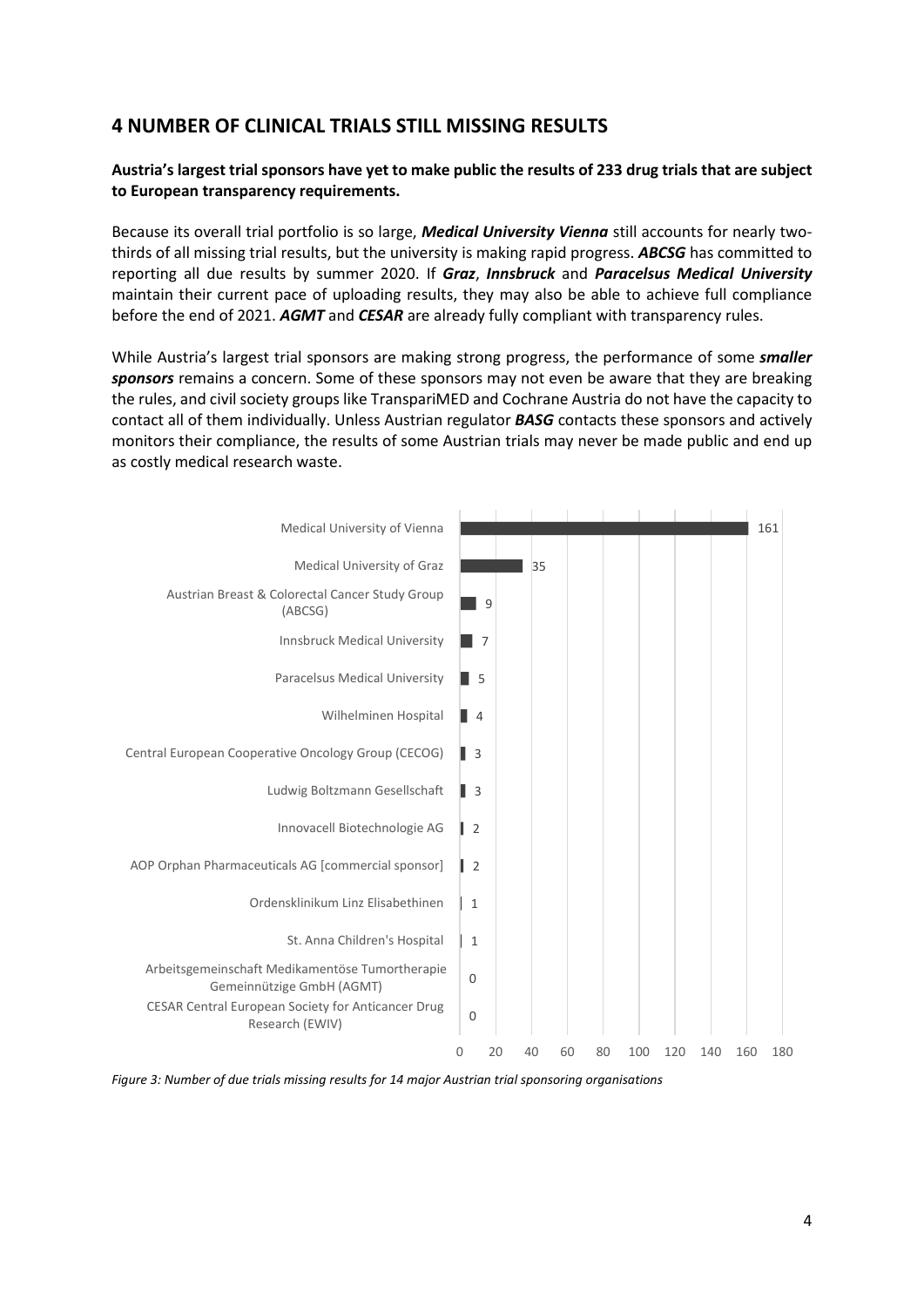## 4 NUMBER OF CLINICAL TRIALS STILL MISSING RESULTS

**Austria's largest trial sponsors have yet to make public the results of 233 drug trials that are subject to European transparency requirements.**

Because its overall trial portfolio is so large, ***Medical University Vienna*** still accounts for nearly two-thirds of all missing trial results, but the university is making rapid progress. ***ABCSG*** has committed to reporting all due results by summer 2020. If ***Graz***, ***Innsbruck*** and ***Paracelsus Medical University*** maintain their current pace of uploading results, they may also be able to achieve full compliance before the end of 2021. ***AGMT*** and ***CESAR*** are already fully compliant with transparency rules.

While Austria's largest trial sponsors are making strong progress, the performance of some ***smaller sponsors*** remains a concern. Some of these sponsors may not even be aware that they are breaking the rules, and civil society groups like TranspariMED and Cochrane Austria do not have the capacity to contact all of them individually. Unless Austrian regulator ***BASG*** contacts these sponsors and actively monitors their compliance, the results of some Austrian trials may never be made public and end up as costly medical research waste.

Medical University of Vienna 161
Medical University of Graz 35
Austrian Breast & Colorectal Cancer Study Group (ABCSG) 9
Innsbruck Medical University 7
Paracelsus Medical University 5
Wilhelminen Hospital 4
Central European Cooperative Oncology Group (CECOG) 3
Ludwig Boltzmann Gesellschaft 3
Innovacell Biotechnologie AG 2
AOP Orphan Pharmaceuticals AG [commercial sponsor] 2
Ordensklinikum Linz Elisabethinen 1
St. Anna Children's Hospital 1
Arbeitsgemeinschaft Medikamentöse Tumortherapie Gemeinnützige GmbH (AGMT) 0
CESAR Central European Society for Anticancer Drug Research (EWIV) 0

0 20 40 60 80 100 120 140 160 180

*Figure 3: Number of due trials missing results for 14 major Austrian trial sponsoring organisations*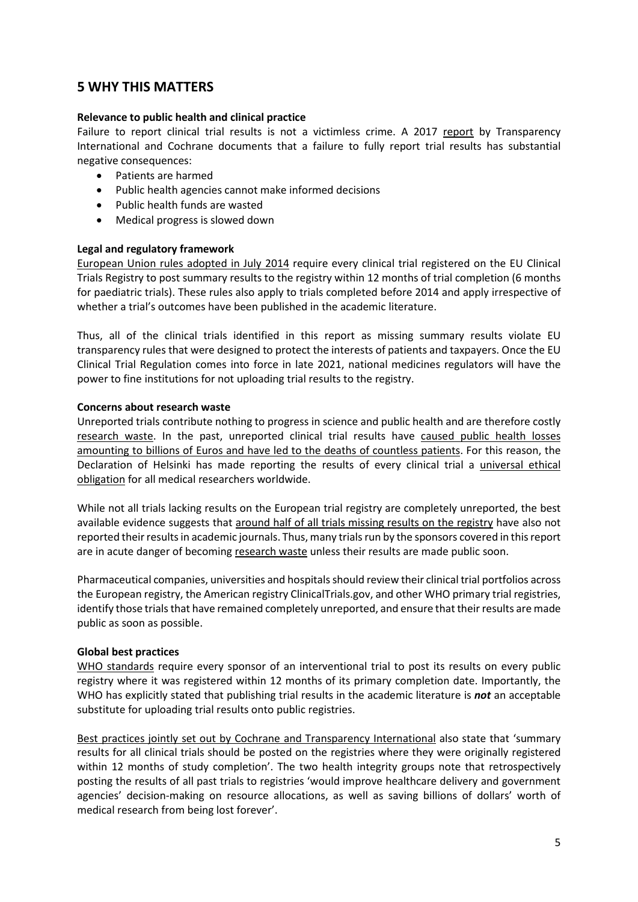## 5 WHY THIS MATTERS

**Relevance to public health and clinical practice**

Failure to report clinical trial results is not a victimless crime. A 2017 report by Transparency International and Cochrane documents that a failure to fully report trial results has substantial negative consequences:

- Patients are harmed
- Public health agencies cannot make informed decisions
- Public health funds are wasted
- Medical progress is slowed down

**Legal and regulatory framework**

European Union rules adopted in July 2014 require every clinical trial registered on the EU Clinical Trials Registry to post summary results to the registry within 12 months of trial completion (6 months for paediatric trials). These rules also apply to trials completed before 2014 and apply irrespective of whether a trial's outcomes have been published in the academic literature.

Thus, all of the clinical trials identified in this report as missing summary results violate EU transparency rules that were designed to protect the interests of patients and taxpayers. Once the EU Clinical Trial Regulation comes into force in late 2021, national medicines regulators will have the power to fine institutions for not uploading trial results to the registry.

**Concerns about research waste**

Unreported trials contribute nothing to progress in science and public health and are therefore costly research waste. In the past, unreported clinical trial results have caused public health losses amounting to billions of Euros and have led to the deaths of countless patients. For this reason, the Declaration of Helsinki has made reporting the results of every clinical trial a universal ethical obligation for all medical researchers worldwide.

While not all trials lacking results on the European trial registry are completely unreported, the best available evidence suggests that around half of all trials missing results on the registry have also not reported their results in academic journals. Thus, many trials run by the sponsors covered in this report are in acute danger of becoming research waste unless their results are made public soon.

Pharmaceutical companies, universities and hospitals should review their clinical trial portfolios across the European registry, the American registry ClinicalTrials.gov, and other WHO primary trial registries, identify those trials that have remained completely unreported, and ensure that their results are made public as soon as possible.

**Global best practices**

WHO standards require every sponsor of an interventional trial to post its results on every public registry where it was registered within 12 months of its primary completion date. Importantly, the WHO has explicitly stated that publishing trial results in the academic literature is ***not*** an acceptable substitute for uploading trial results onto public registries.

Best practices jointly set out by Cochrane and Transparency International also state that 'summary results for all clinical trials should be posted on the registries where they were originally registered within 12 months of study completion'. The two health integrity groups note that retrospectively posting the results of all past trials to registries 'would improve healthcare delivery and government agencies' decision-making on resource allocations, as well as saving billions of dollars' worth of medical research from being lost forever'.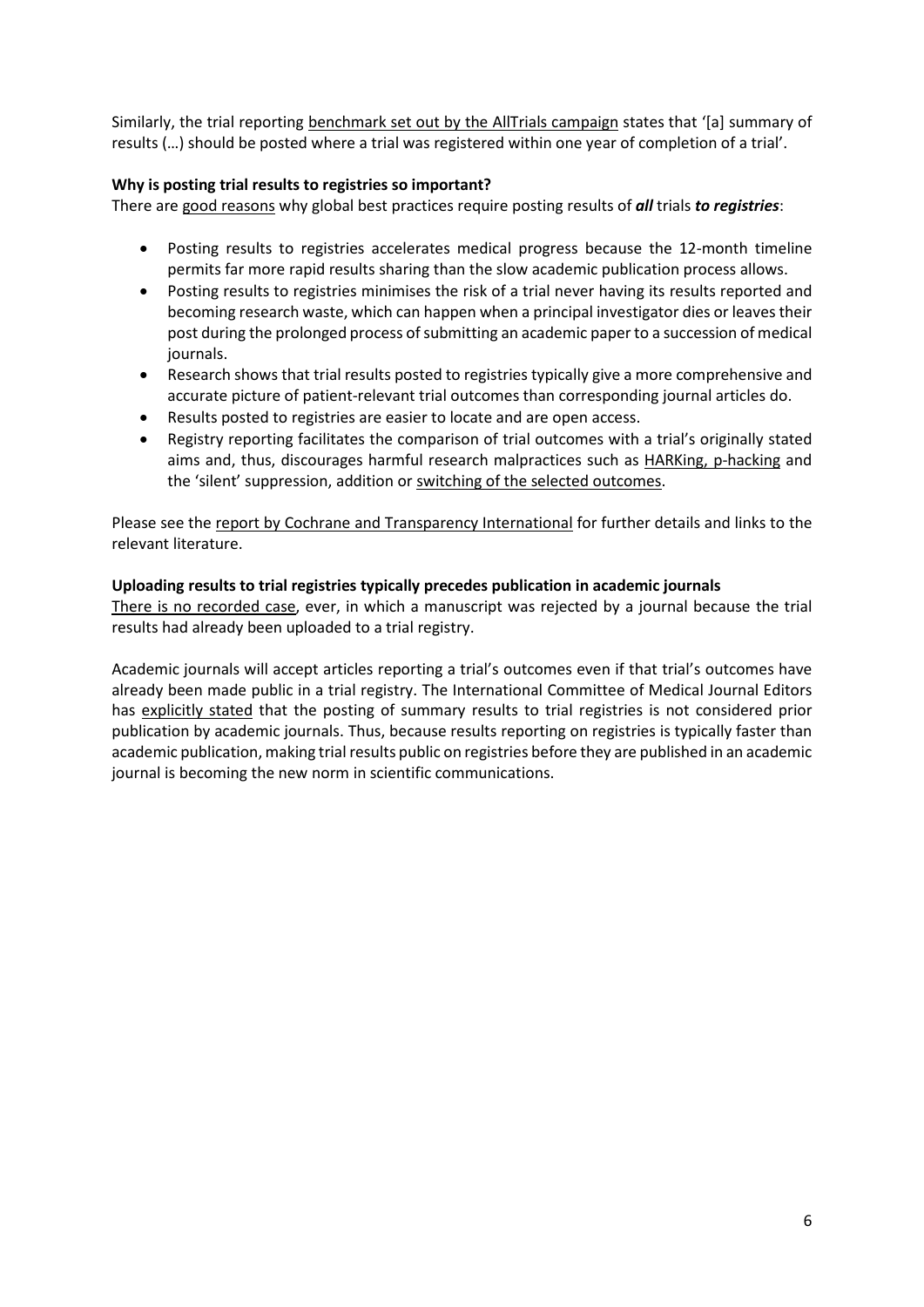Similarly, the trial reporting benchmark set out by the AllTrials campaign states that '[a] summary of results (…) should be posted where a trial was registered within one year of completion of a trial'.

**Why is posting trial results to registries so important?**

There are good reasons why global best practices require posting results of ***all*** trials ***to registries***:

- Posting results to registries accelerates medical progress because the 12-month timeline permits far more rapid results sharing than the slow academic publication process allows.
- Posting results to registries minimises the risk of a trial never having its results reported and becoming research waste, which can happen when a principal investigator dies or leaves their post during the prolonged process of submitting an academic paper to a succession of medical journals.
- Research shows that trial results posted to registries typically give a more comprehensive and accurate picture of patient-relevant trial outcomes than corresponding journal articles do.
- Results posted to registries are easier to locate and are open access.
- Registry reporting facilitates the comparison of trial outcomes with a trial's originally stated aims and, thus, discourages harmful research malpractices such as HARKing, p-hacking and the 'silent' suppression, addition or switching of the selected outcomes.

Please see the report by Cochrane and Transparency International for further details and links to the relevant literature.

**Uploading results to trial registries typically precedes publication in academic journals**

There is no recorded case, ever, in which a manuscript was rejected by a journal because the trial results had already been uploaded to a trial registry.

Academic journals will accept articles reporting a trial's outcomes even if that trial's outcomes have already been made public in a trial registry. The International Committee of Medical Journal Editors has explicitly stated that the posting of summary results to trial registries is not considered prior publication by academic journals. Thus, because results reporting on registries is typically faster than academic publication, making trial results public on registries before they are published in an academic journal is becoming the new norm in scientific communications.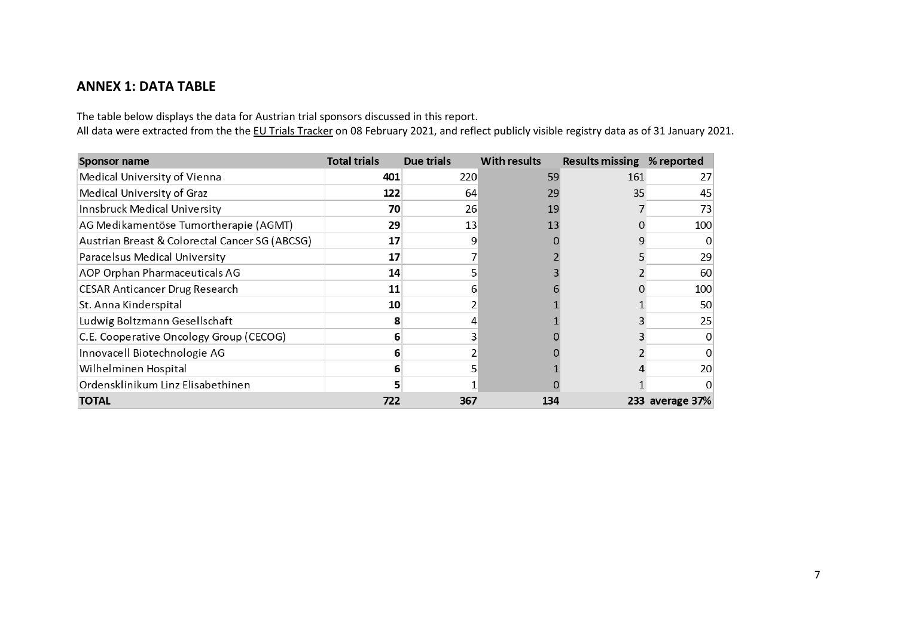## ANNEX 1: DATA TABLE

The table below displays the data for Austrian trial sponsors discussed in this report.
All data were extracted from the the EU Trials Tracker on 08 February 2021, and reflect publicly visible registry data as of 31 January 2021.

| Sponsor name | Total trials | Due trials | With results | Results missing | % reported |
|---|---|---|---|---|---|
| Medical University of Vienna | **401** | 220 | 59 | 161 | 27 |
| Medical University of Graz | **122** | 64 | 29 | 35 | 45 |
| Innsbruck Medical University | **70** | 26 | 19 | 7 | 73 |
| AG Medikamentöse Tumortherapie (AGMT) | **29** | 13 | 13 | 0 | 100 |
| Austrian Breast & Colorectal Cancer SG (ABCSG) | **17** | 9 | 0 | 9 | 0 |
| Paracelsus Medical University | **17** | 7 | 2 | 5 | 29 |
| AOP Orphan Pharmaceuticals AG | **14** | 5 | 3 | 2 | 60 |
| CESAR Anticancer Drug Research | **11** | 6 | 6 | 0 | 100 |
| St. Anna Kinderspital | **10** | 2 | 1 | 1 | 50 |
| Ludwig Boltzmann Gesellschaft | **8** | 4 | 1 | 3 | 25 |
| C.E. Cooperative Oncology Group (CECOG) | **6** | 3 | 0 | 3 | 0 |
| Innovacell Biotechnologie AG | **6** | 2 | 0 | 2 | 0 |
| Wilhelminen Hospital | **6** | 5 | 1 | 4 | 20 |
| Ordensklinikum Linz Elisabethinen | **5** | 1 | 0 | 1 | 0 |
| **TOTAL** | **722** | **367** | **134** | **233** | **average 37%** |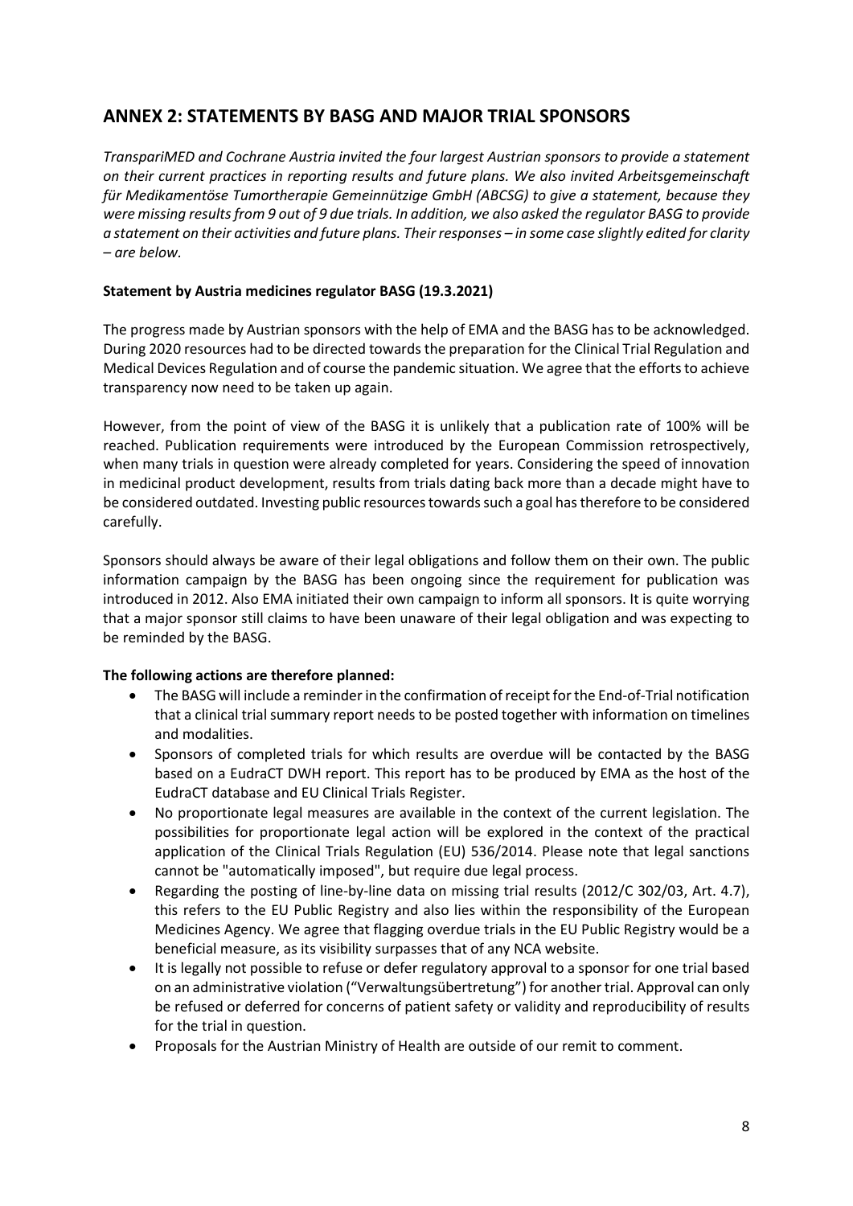## ANNEX 2: STATEMENTS BY BASG AND MAJOR TRIAL SPONSORS

*TranspariMED and Cochrane Austria invited the four largest Austrian sponsors to provide a statement on their current practices in reporting results and future plans. We also invited Arbeitsgemeinschaft für Medikamentöse Tumortherapie Gemeinnützige GmbH (ABCSG) to give a statement, because they were missing results from 9 out of 9 due trials. In addition, we also asked the regulator BASG to provide a statement on their activities and future plans. Their responses – in some case slightly edited for clarity – are below.*

**Statement by Austria medicines regulator BASG (19.3.2021)**

The progress made by Austrian sponsors with the help of EMA and the BASG has to be acknowledged. During 2020 resources had to be directed towards the preparation for the Clinical Trial Regulation and Medical Devices Regulation and of course the pandemic situation. We agree that the efforts to achieve transparency now need to be taken up again.

However, from the point of view of the BASG it is unlikely that a publication rate of 100% will be reached. Publication requirements were introduced by the European Commission retrospectively, when many trials in question were already completed for years. Considering the speed of innovation in medicinal product development, results from trials dating back more than a decade might have to be considered outdated. Investing public resources towards such a goal has therefore to be considered carefully.

Sponsors should always be aware of their legal obligations and follow them on their own. The public information campaign by the BASG has been ongoing since the requirement for publication was introduced in 2012. Also EMA initiated their own campaign to inform all sponsors. It is quite worrying that a major sponsor still claims to have been unaware of their legal obligation and was expecting to be reminded by the BASG.

**The following actions are therefore planned:**

- The BASG will include a reminder in the confirmation of receipt for the End-of-Trial notification that a clinical trial summary report needs to be posted together with information on timelines and modalities.
- Sponsors of completed trials for which results are overdue will be contacted by the BASG based on a EudraCT DWH report. This report has to be produced by EMA as the host of the EudraCT database and EU Clinical Trials Register.
- No proportionate legal measures are available in the context of the current legislation. The possibilities for proportionate legal action will be explored in the context of the practical application of the Clinical Trials Regulation (EU) 536/2014. Please note that legal sanctions cannot be "automatically imposed", but require due legal process.
- Regarding the posting of line-by-line data on missing trial results (2012/C 302/03, Art. 4.7), this refers to the EU Public Registry and also lies within the responsibility of the European Medicines Agency. We agree that flagging overdue trials in the EU Public Registry would be a beneficial measure, as its visibility surpasses that of any NCA website.
- It is legally not possible to refuse or defer regulatory approval to a sponsor for one trial based on an administrative violation ("Verwaltungsübertretung") for another trial. Approval can only be refused or deferred for concerns of patient safety or validity and reproducibility of results for the trial in question.
- Proposals for the Austrian Ministry of Health are outside of our remit to comment.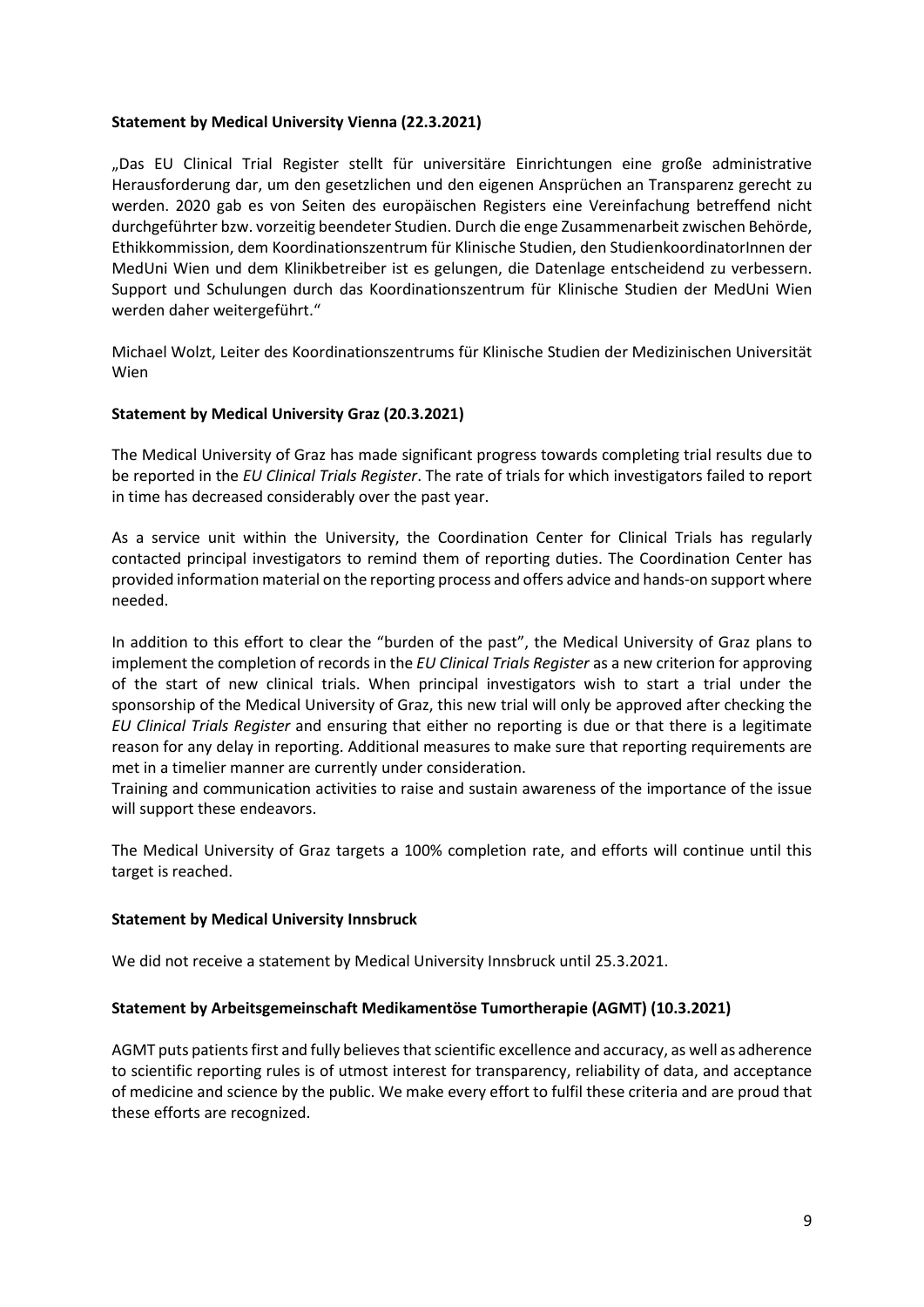**Statement by Medical University Vienna (22.3.2021)**

„Das EU Clinical Trial Register stellt für universitäre Einrichtungen eine große administrative Herausforderung dar, um den gesetzlichen und den eigenen Ansprüchen an Transparenz gerecht zu werden. 2020 gab es von Seiten des europäischen Registers eine Vereinfachung betreffend nicht durchgeführter bzw. vorzeitig beendeter Studien. Durch die enge Zusammenarbeit zwischen Behörde, Ethikkommission, dem Koordinationszentrum für Klinische Studien, den StudienkoordinatorInnen der MedUni Wien und dem Klinikbetreiber ist es gelungen, die Datenlage entscheidend zu verbessern. Support und Schulungen durch das Koordinationszentrum für Klinische Studien der MedUni Wien werden daher weitergeführt."

Michael Wolzt, Leiter des Koordinationszentrums für Klinische Studien der Medizinischen Universität Wien

**Statement by Medical University Graz (20.3.2021)**

The Medical University of Graz has made significant progress towards completing trial results due to be reported in the *EU Clinical Trials Register*. The rate of trials for which investigators failed to report in time has decreased considerably over the past year.

As a service unit within the University, the Coordination Center for Clinical Trials has regularly contacted principal investigators to remind them of reporting duties. The Coordination Center has provided information material on the reporting process and offers advice and hands-on support where needed.

In addition to this effort to clear the "burden of the past", the Medical University of Graz plans to implement the completion of records in the *EU Clinical Trials Register* as a new criterion for approving of the start of new clinical trials. When principal investigators wish to start a trial under the sponsorship of the Medical University of Graz, this new trial will only be approved after checking the *EU Clinical Trials Register* and ensuring that either no reporting is due or that there is a legitimate reason for any delay in reporting. Additional measures to make sure that reporting requirements are met in a timelier manner are currently under consideration.
Training and communication activities to raise and sustain awareness of the importance of the issue will support these endeavors.

The Medical University of Graz targets a 100% completion rate, and efforts will continue until this target is reached.

**Statement by Medical University Innsbruck**

We did not receive a statement by Medical University Innsbruck until 25.3.2021.

**Statement by Arbeitsgemeinschaft Medikamentöse Tumortherapie (AGMT) (10.3.2021)**

AGMT puts patients first and fully believes that scientific excellence and accuracy, as well as adherence to scientific reporting rules is of utmost interest for transparency, reliability of data, and acceptance of medicine and science by the public. We make every effort to fulfil these criteria and are proud that these efforts are recognized.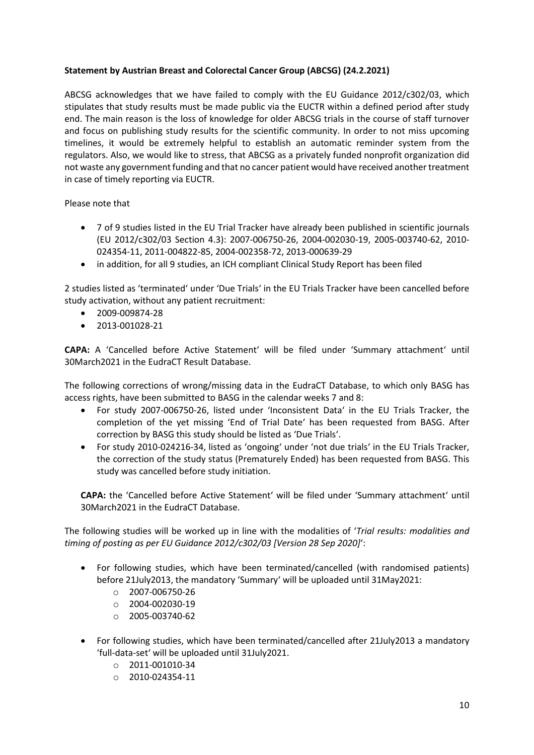**Statement by Austrian Breast and Colorectal Cancer Group (ABCSG) (24.2.2021)**

ABCSG acknowledges that we have failed to comply with the EU Guidance 2012/c302/03, which stipulates that study results must be made public via the EUCTR within a defined period after study end. The main reason is the loss of knowledge for older ABCSG trials in the course of staff turnover and focus on publishing study results for the scientific community. In order to not miss upcoming timelines, it would be extremely helpful to establish an automatic reminder system from the regulators. Also, we would like to stress, that ABCSG as a privately funded nonprofit organization did not waste any government funding and that no cancer patient would have received another treatment in case of timely reporting via EUCTR.

Please note that

- 7 of 9 studies listed in the EU Trial Tracker have already been published in scientific journals (EU 2012/c302/03 Section 4.3): 2007-006750-26, 2004-002030-19, 2005-003740-62, 2010-024354-11, 2011-004822-85, 2004-002358-72, 2013-000639-29
- in addition, for all 9 studies, an ICH compliant Clinical Study Report has been filed

2 studies listed as 'terminated' under 'Due Trials' in the EU Trials Tracker have been cancelled before study activation, without any patient recruitment:

- 2009-009874-28
- 2013-001028-21

**CAPA:** A 'Cancelled before Active Statement' will be filed under 'Summary attachment' until 30March2021 in the EudraCT Result Database.

The following corrections of wrong/missing data in the EudraCT Database, to which only BASG has access rights, have been submitted to BASG in the calendar weeks 7 and 8:

- For study 2007-006750-26, listed under 'Inconsistent Data' in the EU Trials Tracker, the completion of the yet missing 'End of Trial Date' has been requested from BASG. After correction by BASG this study should be listed as 'Due Trials'.
- For study 2010-024216-34, listed as 'ongoing' under 'not due trials' in the EU Trials Tracker, the correction of the study status (Prematurely Ended) has been requested from BASG. This study was cancelled before study initiation.

**CAPA:** the 'Cancelled before Active Statement' will be filed under 'Summary attachment' until 30March2021 in the EudraCT Database.

The following studies will be worked up in line with the modalities of '*Trial results: modalities and timing of posting as per EU Guidance 2012/c302/03 [Version 28 Sep 2020]*':

- For following studies, which have been terminated/cancelled (with randomised patients) before 21July2013, the mandatory 'Summary' will be uploaded until 31May2021:
  - 2007-006750-26
  - 2004-002030-19
  - 2005-003740-62
- For following studies, which have been terminated/cancelled after 21July2013 a mandatory 'full-data-set' will be uploaded until 31July2021.
  - 2011-001010-34
  - 2010-024354-11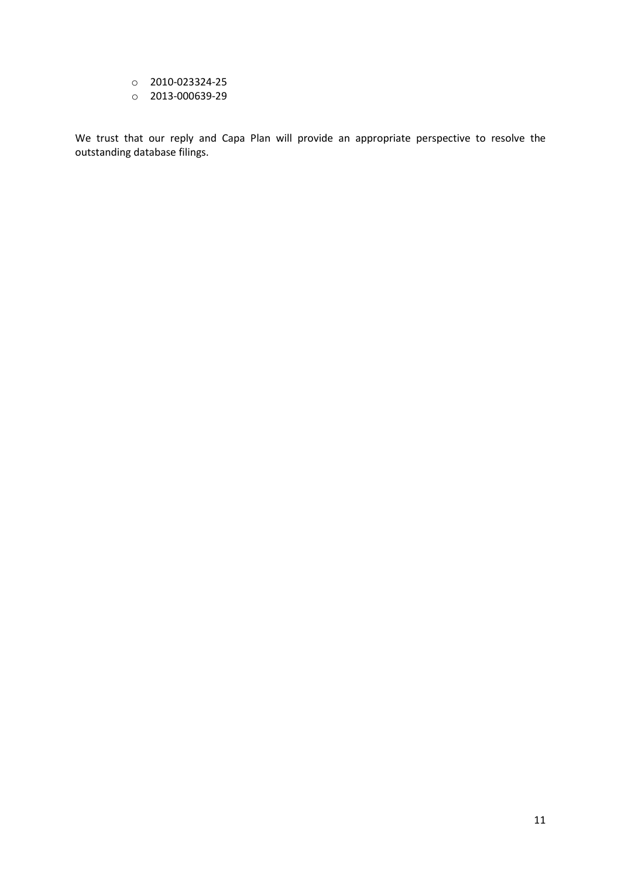- 2010-023324-25
- 2013-000639-29

We trust that our reply and Capa Plan will provide an appropriate perspective to resolve the outstanding database filings.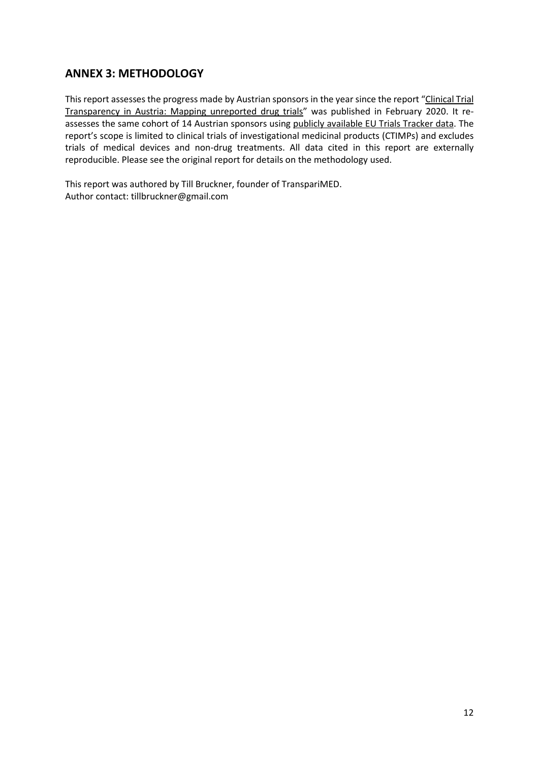## ANNEX 3: METHODOLOGY

This report assesses the progress made by Austrian sponsors in the year since the report "Clinical Trial Transparency in Austria: Mapping unreported drug trials" was published in February 2020. It re-assesses the same cohort of 14 Austrian sponsors using publicly available EU Trials Tracker data. The report's scope is limited to clinical trials of investigational medicinal products (CTIMPs) and excludes trials of medical devices and non-drug treatments. All data cited in this report are externally reproducible. Please see the original report for details on the methodology used.

This report was authored by Till Bruckner, founder of TranspariMED.
Author contact: tillbruckner@gmail.com